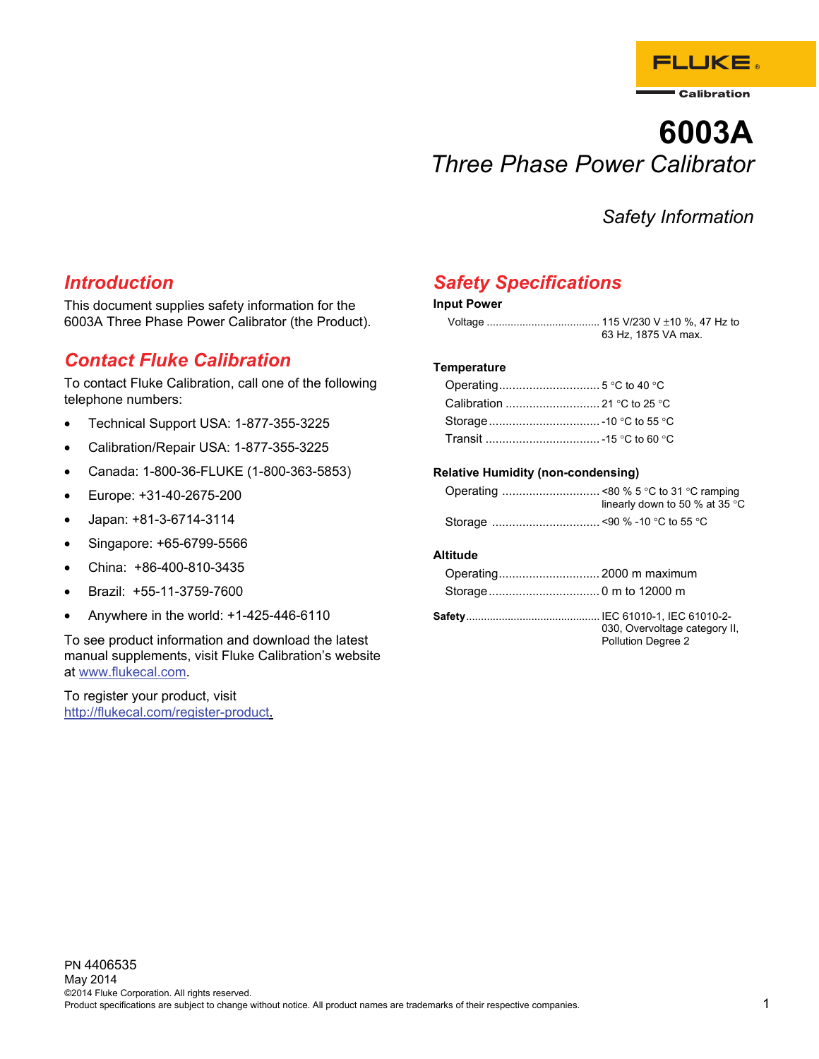FLUKE Calibration

# 6003A

## *Three Phase Power Calibrator*

*Safety Information*

## Introduction

This document supplies safety information for the 6003A Three Phase Power Calibrator (the Product).

## Contact Fluke Calibration

To contact Fluke Calibration, call one of the following telephone numbers:

- Technical Support USA: 1-877-355-3225
- Calibration/Repair USA: 1-877-355-3225
- Canada: 1-800-36-FLUKE (1-800-363-5853)
- Europe: +31-40-2675-200
- Japan: +81-3-6714-3114
- Singapore: +65-6799-5566
- China: +86-400-810-3435
- Brazil: +55-11-3759-7600
- Anywhere in the world: +1-425-446-6110

To see product information and download the latest manual supplements, visit Fluke Calibration's website at www.flukecal.com.

To register your product, visit http://flukecal.com/register-product.

## Safety Specifications

**Input Power**

Voltage ..................................... 115 V/230 V ±10 %, 47 Hz to 63 Hz, 1875 VA max.

**Temperature**

Operating ............................. 5 °C to 40 °C
Calibration ........................... 21 °C to 25 °C
Storage ................................ -10 °C to 55 °C
Transit ................................. -15 °C to 60 °C

**Relative Humidity (non-condensing)**

Operating ............................ <80 % 5 °C to 31 °C ramping linearly down to 50 % at 35 °C
Storage ............................... <90 % -10 °C to 55 °C

**Altitude**

Operating............................. 2000 m maximum
Storage................................ 0 m to 12000 m

**Safety**............................................ IEC 61010-1, IEC 61010-2-030, Overvoltage category II, Pollution Degree 2

PN 4406535
May 2014
©2014 Fluke Corporation. All rights reserved.
Product specifications are subject to change without notice. All product names are trademarks of their respective companies.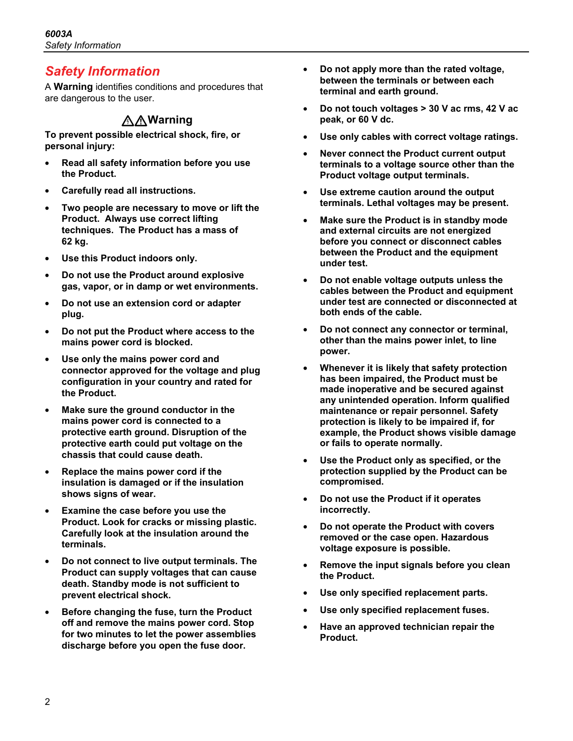# Safety Information

A **Warning** identifies conditions and procedures that are dangerous to the user.

### ⚠⚠Warning

**To prevent possible electrical shock, fire, or personal injury:**

- **Read all safety information before you use the Product.**
- **Carefully read all instructions.**
- **Two people are necessary to move or lift the Product. Always use correct lifting techniques. The Product has a mass of 62 kg.**
- **Use this Product indoors only.**
- **Do not use the Product around explosive gas, vapor, or in damp or wet environments.**
- **Do not use an extension cord or adapter plug.**
- **Do not put the Product where access to the mains power cord is blocked.**
- **Use only the mains power cord and connector approved for the voltage and plug configuration in your country and rated for the Product.**
- **Make sure the ground conductor in the mains power cord is connected to a protective earth ground. Disruption of the protective earth could put voltage on the chassis that could cause death.**
- **Replace the mains power cord if the insulation is damaged or if the insulation shows signs of wear.**
- **Examine the case before you use the Product. Look for cracks or missing plastic. Carefully look at the insulation around the terminals.**
- **Do not connect to live output terminals. The Product can supply voltages that can cause death. Standby mode is not sufficient to prevent electrical shock.**
- **Before changing the fuse, turn the Product off and remove the mains power cord. Stop for two minutes to let the power assemblies discharge before you open the fuse door.**
- **Do not apply more than the rated voltage, between the terminals or between each terminal and earth ground.**
- **Do not touch voltages > 30 V ac rms, 42 V ac peak, or 60 V dc.**
- **Use only cables with correct voltage ratings.**
- **Never connect the Product current output terminals to a voltage source other than the Product voltage output terminals.**
- **Use extreme caution around the output terminals. Lethal voltages may be present.**
- **Make sure the Product is in standby mode and external circuits are not energized before you connect or disconnect cables between the Product and the equipment under test.**
- **Do not enable voltage outputs unless the cables between the Product and equipment under test are connected or disconnected at both ends of the cable.**
- **Do not connect any connector or terminal, other than the mains power inlet, to line power.**
- **Whenever it is likely that safety protection has been impaired, the Product must be made inoperative and be secured against any unintended operation. Inform qualified maintenance or repair personnel. Safety protection is likely to be impaired if, for example, the Product shows visible damage or fails to operate normally.**
- **Use the Product only as specified, or the protection supplied by the Product can be compromised.**
- **Do not use the Product if it operates incorrectly.**
- **Do not operate the Product with covers removed or the case open. Hazardous voltage exposure is possible.**
- **Remove the input signals before you clean the Product.**
- **Use only specified replacement parts.**
- **Use only specified replacement fuses.**
- **Have an approved technician repair the Product.**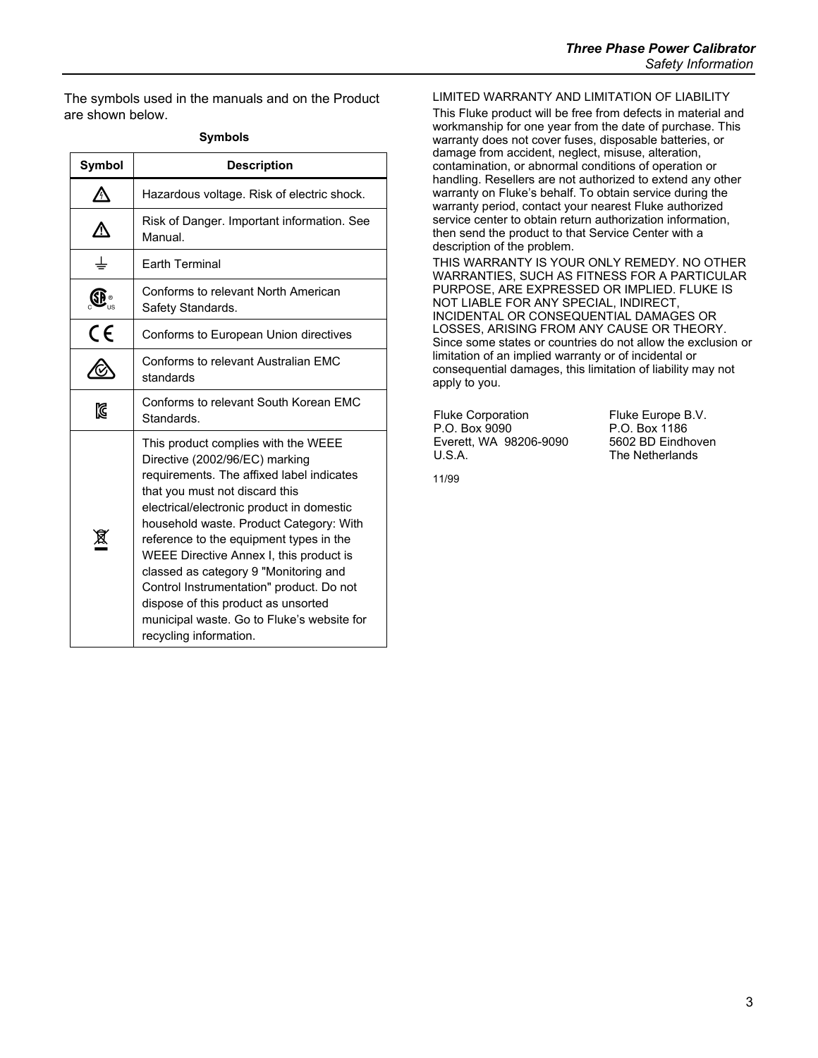The symbols used in the manuals and on the Product are shown below.

**Symbols**

| Symbol | Description |
|---|---|
| ⚠ | Hazardous voltage. Risk of electric shock. |
| ⚠ | Risk of Danger. Important information. See Manual. |
| ⏚ | Earth Terminal |
| CSA c us | Conforms to relevant North American Safety Standards. |
| CE | Conforms to European Union directives |
| RCM | Conforms to relevant Australian EMC standards |
| KC | Conforms to relevant South Korean EMC Standards. |
| WEEE | This product complies with the WEEE Directive (2002/96/EC) marking requirements. The affixed label indicates that you must not discard this electrical/electronic product in domestic household waste. Product Category: With reference to the equipment types in the WEEE Directive Annex I, this product is classed as category 9 "Monitoring and Control Instrumentation" product. Do not dispose of this product as unsorted municipal waste. Go to Fluke's website for recycling information. |

LIMITED WARRANTY AND LIMITATION OF LIABILITY

This Fluke product will be free from defects in material and workmanship for one year from the date of purchase. This warranty does not cover fuses, disposable batteries, or damage from accident, neglect, misuse, alteration, contamination, or abnormal conditions of operation or handling. Resellers are not authorized to extend any other warranty on Fluke's behalf. To obtain service during the warranty period, contact your nearest Fluke authorized service center to obtain return authorization information, then send the product to that Service Center with a description of the problem.

THIS WARRANTY IS YOUR ONLY REMEDY. NO OTHER WARRANTIES, SUCH AS FITNESS FOR A PARTICULAR PURPOSE, ARE EXPRESSED OR IMPLIED. FLUKE IS NOT LIABLE FOR ANY SPECIAL, INDIRECT, INCIDENTAL OR CONSEQUENTIAL DAMAGES OR LOSSES, ARISING FROM ANY CAUSE OR THEORY. Since some states or countries do not allow the exclusion or limitation of an implied warranty or of incidental or consequential damages, this limitation of liability may not apply to you.

Fluke Corporation
P.O. Box 9090
Everett, WA 98206-9090
U.S.A.

Fluke Europe B.V.
P.O. Box 1186
5602 BD Eindhoven
The Netherlands

11/99